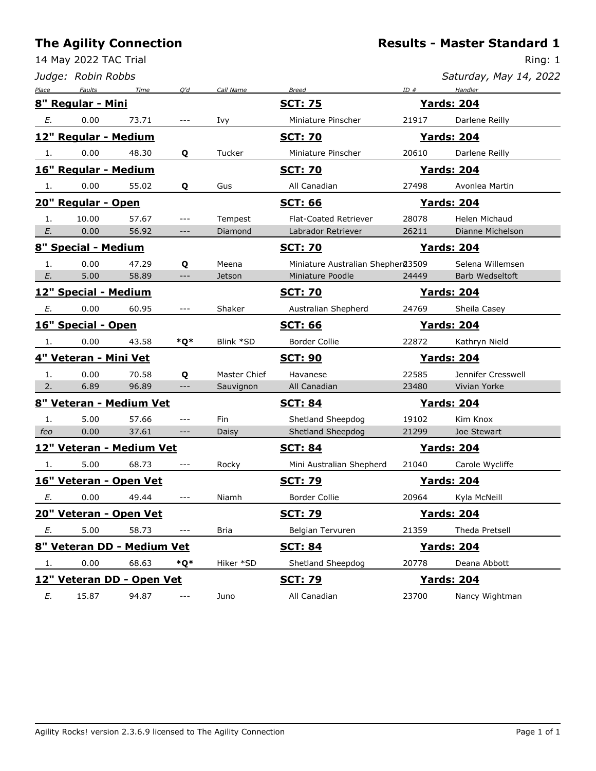# The Agility Connection

14 May 2022 TAC Trial

*Judge: Robin Robbs*

# Results - Master Standard 1

Ring: 1

*Saturday, May 14, 2022*

| Place | Faults | Time | Q'd | Call Name | Breed | ID # | Handler |
|---|---|---|---|---|---|---|---|
| **8" Regular - Mini** | | | | | **SCT: 75** | | **Yards: 204** |
| *E.* | 0.00 | 73.71 | --- | Ivy | Miniature Pinscher | 21917 | Darlene Reilly |
| **12" Regular - Medium** | | | | | **SCT: 70** | | **Yards: 204** |
| 1. | 0.00 | 48.30 | **Q** | Tucker | Miniature Pinscher | 20610 | Darlene Reilly |
| **16" Regular - Medium** | | | | | **SCT: 70** | | **Yards: 204** |
| 1. | 0.00 | 55.02 | **Q** | Gus | All Canadian | 27498 | Avonlea Martin |
| **20" Regular - Open** | | | | | **SCT: 66** | | **Yards: 204** |
| 1. | 10.00 | 57.67 | --- | Tempest | Flat-Coated Retriever | 28078 | Helen Michaud |
| *E.* | 0.00 | 56.92 | --- | Diamond | Labrador Retriever | 26211 | Dianne Michelson |
| **8" Special - Medium** | | | | | **SCT: 70** | | **Yards: 204** |
| 1. | 0.00 | 47.29 | **Q** | Meena | Miniature Australian Shepherd | 23509 | Selena Willemsen |
| *E.* | 5.00 | 58.89 | --- | Jetson | Miniature Poodle | 24449 | Barb Wedseltoft |
| **12" Special - Medium** | | | | | **SCT: 70** | | **Yards: 204** |
| *E.* | 0.00 | 60.95 | --- | Shaker | Australian Shepherd | 24769 | Sheila Casey |
| **16" Special - Open** | | | | | **SCT: 66** | | **Yards: 204** |
| 1. | 0.00 | 43.58 | ***Q*** | Blink *SD | Border Collie | 22872 | Kathryn Nield |
| **4" Veteran - Mini Vet** | | | | | **SCT: 90** | | **Yards: 204** |
| 1. | 0.00 | 70.58 | **Q** | Master Chief | Havanese | 22585 | Jennifer Cresswell |
| 2. | 6.89 | 96.89 | --- | Sauvignon | All Canadian | 23480 | Vivian Yorke |
| **8" Veteran - Medium Vet** | | | | | **SCT: 84** | | **Yards: 204** |
| 1. | 5.00 | 57.66 | --- | Fin | Shetland Sheepdog | 19102 | Kim Knox |
| *feo* | 0.00 | 37.61 | --- | Daisy | Shetland Sheepdog | 21299 | Joe Stewart |
| **12" Veteran - Medium Vet** | | | | | **SCT: 84** | | **Yards: 204** |
| 1. | 5.00 | 68.73 | --- | Rocky | Mini Australian Shepherd | 21040 | Carole Wycliffe |
| **16" Veteran - Open Vet** | | | | | **SCT: 79** | | **Yards: 204** |
| *E.* | 0.00 | 49.44 | --- | Niamh | Border Collie | 20964 | Kyla McNeill |
| **20" Veteran - Open Vet** | | | | | **SCT: 79** | | **Yards: 204** |
| *E.* | 5.00 | 58.73 | --- | Bria | Belgian Tervuren | 21359 | Theda Pretsell |
| **8" Veteran DD - Medium Vet** | | | | | **SCT: 84** | | **Yards: 204** |
| 1. | 0.00 | 68.63 | ***Q*** | Hiker *SD | Shetland Sheepdog | 20778 | Deana Abbott |
| **12" Veteran DD - Open Vet** | | | | | **SCT: 79** | | **Yards: 204** |
| *E.* | 15.87 | 94.87 | --- | Juno | All Canadian | 23700 | Nancy Wightman |

Agility Rocks! version 2.3.6.9 licensed to The Agility Connection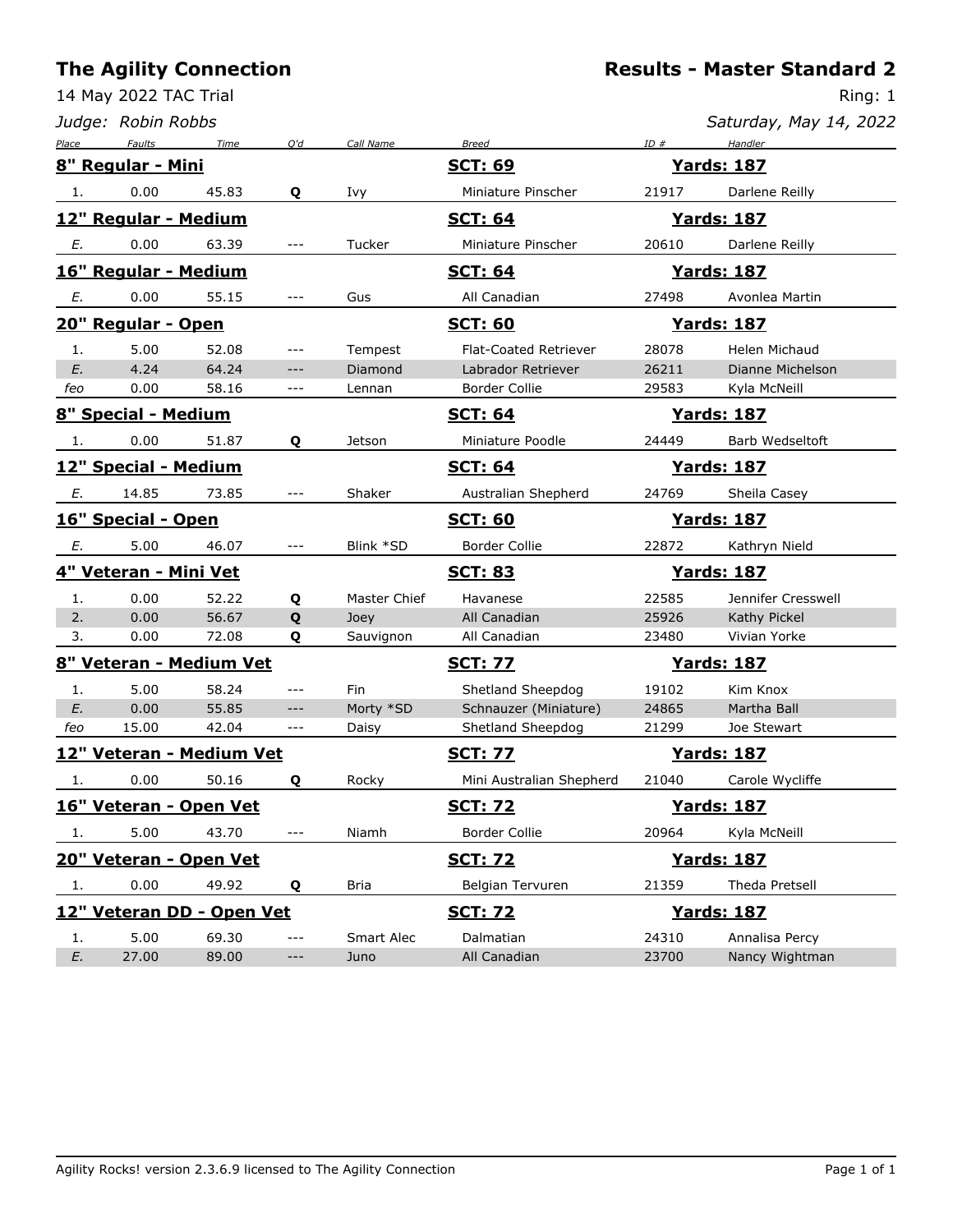# The Agility Connection

14 May 2022 TAC Trial

*Judge: Robin Robbs*

## Results - Master Standard 2

Ring: 1

*Saturday, May 14, 2022*

| Place | Faults | Time | Q'd | Call Name | Breed | ID # | Handler |
|---|---|---|---|---|---|---|---|
| **8" Regular - Mini** | | | | | **SCT: 69** | | **Yards: 187** |
| 1. | 0.00 | 45.83 | **Q** | Ivy | Miniature Pinscher | 21917 | Darlene Reilly |
| **12" Regular - Medium** | | | | | **SCT: 64** | | **Yards: 187** |
| *E.* | 0.00 | 63.39 | --- | Tucker | Miniature Pinscher | 20610 | Darlene Reilly |
| **16" Regular - Medium** | | | | | **SCT: 64** | | **Yards: 187** |
| *E.* | 0.00 | 55.15 | --- | Gus | All Canadian | 27498 | Avonlea Martin |
| **20" Regular - Open** | | | | | **SCT: 60** | | **Yards: 187** |
| 1. | 5.00 | 52.08 | --- | Tempest | Flat-Coated Retriever | 28078 | Helen Michaud |
| *E.* | 4.24 | 64.24 | --- | Diamond | Labrador Retriever | 26211 | Dianne Michelson |
| *feo* | 0.00 | 58.16 | --- | Lennan | Border Collie | 29583 | Kyla McNeill |
| **8" Special - Medium** | | | | | **SCT: 64** | | **Yards: 187** |
| 1. | 0.00 | 51.87 | **Q** | Jetson | Miniature Poodle | 24449 | Barb Wedseltoft |
| **12" Special - Medium** | | | | | **SCT: 64** | | **Yards: 187** |
| *E.* | 14.85 | 73.85 | --- | Shaker | Australian Shepherd | 24769 | Sheila Casey |
| **16" Special - Open** | | | | | **SCT: 60** | | **Yards: 187** |
| *E.* | 5.00 | 46.07 | --- | Blink *SD | Border Collie | 22872 | Kathryn Nield |
| **4" Veteran - Mini Vet** | | | | | **SCT: 83** | | **Yards: 187** |
| 1. | 0.00 | 52.22 | **Q** | Master Chief | Havanese | 22585 | Jennifer Cresswell |
| 2. | 0.00 | 56.67 | **Q** | Joey | All Canadian | 25926 | Kathy Pickel |
| 3. | 0.00 | 72.08 | **Q** | Sauvignon | All Canadian | 23480 | Vivian Yorke |
| **8" Veteran - Medium Vet** | | | | | **SCT: 77** | | **Yards: 187** |
| 1. | 5.00 | 58.24 | --- | Fin | Shetland Sheepdog | 19102 | Kim Knox |
| *E.* | 0.00 | 55.85 | --- | Morty *SD | Schnauzer (Miniature) | 24865 | Martha Ball |
| *feo* | 15.00 | 42.04 | --- | Daisy | Shetland Sheepdog | 21299 | Joe Stewart |
| **12" Veteran - Medium Vet** | | | | | **SCT: 77** | | **Yards: 187** |
| 1. | 0.00 | 50.16 | **Q** | Rocky | Mini Australian Shepherd | 21040 | Carole Wycliffe |
| **16" Veteran - Open Vet** | | | | | **SCT: 72** | | **Yards: 187** |
| 1. | 5.00 | 43.70 | --- | Niamh | Border Collie | 20964 | Kyla McNeill |
| **20" Veteran - Open Vet** | | | | | **SCT: 72** | | **Yards: 187** |
| 1. | 0.00 | 49.92 | **Q** | Bria | Belgian Tervuren | 21359 | Theda Pretsell |
| **12" Veteran DD - Open Vet** | | | | | **SCT: 72** | | **Yards: 187** |
| 1. | 5.00 | 69.30 | --- | Smart Alec | Dalmatian | 24310 | Annalisa Percy |
| *E.* | 27.00 | 89.00 | --- | Juno | All Canadian | 23700 | Nancy Wightman |

Agility Rocks! version 2.3.6.9 licensed to The Agility Connection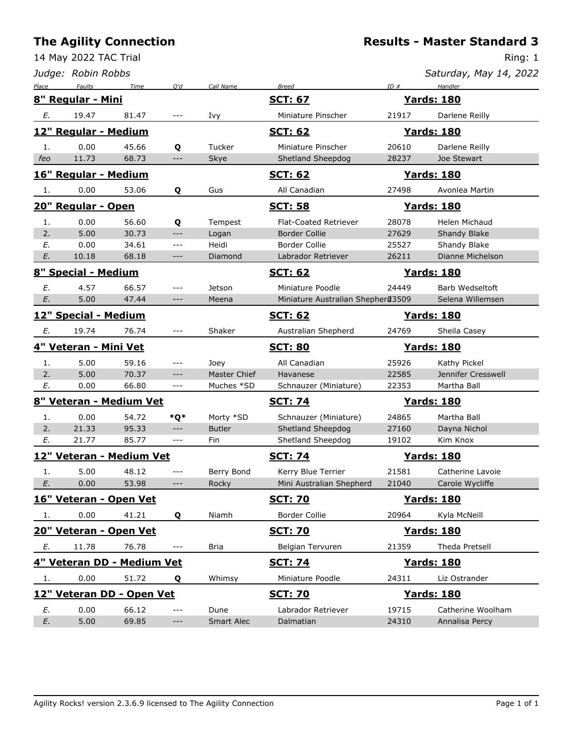# The Agility Connection

## Results - Master Standard 3

14 May 2022 TAC Trial

Ring: 1

*Judge: Robin Robbs*

*Saturday, May 14, 2022*

| Place | Faults | Time | Q'd | Call Name | Breed | ID # | Handler |
|---|---|---|---|---|---|---|---|
| **8" Regular - Mini** | | | | | **SCT: 67** | | **Yards: 180** |
| E. | 19.47 | 81.47 | --- | Ivy | Miniature Pinscher | 21917 | Darlene Reilly |
| **12" Regular - Medium** | | | | | **SCT: 62** | | **Yards: 180** |
| 1. | 0.00 | 45.66 | Q | Tucker | Miniature Pinscher | 20610 | Darlene Reilly |
| feo | 11.73 | 68.73 | --- | Skye | Shetland Sheepdog | 28237 | Joe Stewart |
| **16" Regular - Medium** | | | | | **SCT: 62** | | **Yards: 180** |
| 1. | 0.00 | 53.06 | Q | Gus | All Canadian | 27498 | Avonlea Martin |
| **20" Regular - Open** | | | | | **SCT: 58** | | **Yards: 180** |
| 1. | 0.00 | 56.60 | Q | Tempest | Flat-Coated Retriever | 28078 | Helen Michaud |
| 2. | 5.00 | 30.73 | --- | Logan | Border Collie | 27629 | Shandy Blake |
| E. | 0.00 | 34.61 | --- | Heidi | Border Collie | 25527 | Shandy Blake |
| E. | 10.18 | 68.18 | --- | Diamond | Labrador Retriever | 26211 | Dianne Michelson |
| **8" Special - Medium** | | | | | **SCT: 62** | | **Yards: 180** |
| E. | 4.57 | 66.57 | --- | Jetson | Miniature Poodle | 24449 | Barb Wedseltoft |
| E. | 5.00 | 47.44 | --- | Meena | Miniature Australian Shepherd | 23509 | Selena Willemsen |
| **12" Special - Medium** | | | | | **SCT: 62** | | **Yards: 180** |
| E. | 19.74 | 76.74 | --- | Shaker | Australian Shepherd | 24769 | Sheila Casey |
| **4" Veteran - Mini Vet** | | | | | **SCT: 80** | | **Yards: 180** |
| 1. | 5.00 | 59.16 | --- | Joey | All Canadian | 25926 | Kathy Pickel |
| 2. | 5.00 | 70.37 | --- | Master Chief | Havanese | 22585 | Jennifer Cresswell |
| E. | 0.00 | 66.80 | --- | Muches *SD | Schnauzer (Miniature) | 22353 | Martha Ball |
| **8" Veteran - Medium Vet** | | | | | **SCT: 74** | | **Yards: 180** |
| 1. | 0.00 | 54.72 | *Q* | Morty *SD | Schnauzer (Miniature) | 24865 | Martha Ball |
| 2. | 21.33 | 95.33 | --- | Butler | Shetland Sheepdog | 27160 | Dayna Nichol |
| E. | 21.77 | 85.77 | --- | Fin | Shetland Sheepdog | 19102 | Kim Knox |
| **12" Veteran - Medium Vet** | | | | | **SCT: 74** | | **Yards: 180** |
| 1. | 5.00 | 48.12 | --- | Berry Bond | Kerry Blue Terrier | 21581 | Catherine Lavoie |
| E. | 0.00 | 53.98 | --- | Rocky | Mini Australian Shepherd | 21040 | Carole Wycliffe |
| **16" Veteran - Open Vet** | | | | | **SCT: 70** | | **Yards: 180** |
| 1. | 0.00 | 41.21 | Q | Niamh | Border Collie | 20964 | Kyla McNeill |
| **20" Veteran - Open Vet** | | | | | **SCT: 70** | | **Yards: 180** |
| E. | 11.78 | 76.78 | --- | Bria | Belgian Tervuren | 21359 | Theda Pretsell |
| **4" Veteran DD - Medium Vet** | | | | | **SCT: 74** | | **Yards: 180** |
| 1. | 0.00 | 51.72 | Q | Whimsy | Miniature Poodle | 24311 | Liz Ostrander |
| **12" Veteran DD - Open Vet** | | | | | **SCT: 70** | | **Yards: 180** |
| E. | 0.00 | 66.12 | --- | Dune | Labrador Retriever | 19715 | Catherine Woolham |
| E. | 5.00 | 69.85 | --- | Smart Alec | Dalmatian | 24310 | Annalisa Percy |

Agility Rocks! version 2.3.6.9 licensed to The Agility Connection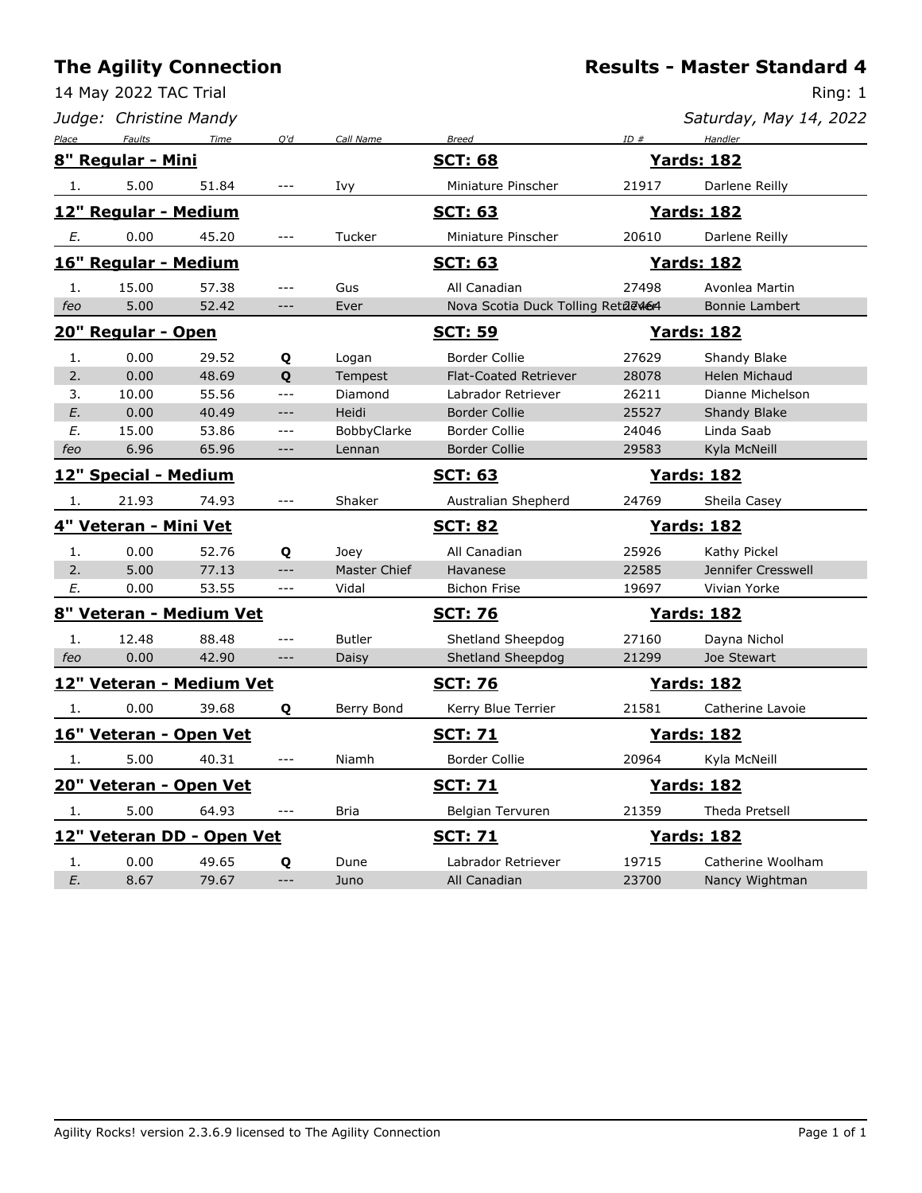# The Agility Connection

14 May 2022 TAC Trial

*Judge: Christine Mandy*

## Results - Master Standard 4

Ring: 1

*Saturday, May 14, 2022*

| Place | Faults | Time | Q'd | Call Name | Breed | ID # | Handler |
|---|---|---|---|---|---|---|---|
| **8" Regular - Mini** | | | | | **SCT: 68** | | **Yards: 182** |
| 1. | 5.00 | 51.84 | --- | Ivy | Miniature Pinscher | 21917 | Darlene Reilly |
| **12" Regular - Medium** | | | | | **SCT: 63** | | **Yards: 182** |
| E. | 0.00 | 45.20 | --- | Tucker | Miniature Pinscher | 20610 | Darlene Reilly |
| **16" Regular - Medium** | | | | | **SCT: 63** | | **Yards: 182** |
| 1. | 15.00 | 57.38 | --- | Gus | All Canadian | 27498 | Avonlea Martin |
| feo | 5.00 | 52.42 | --- | Ever | Nova Scotia Duck Tolling Retriever | 27464 | Bonnie Lambert |
| **20" Regular - Open** | | | | | **SCT: 59** | | **Yards: 182** |
| 1. | 0.00 | 29.52 | **Q** | Logan | Border Collie | 27629 | Shandy Blake |
| 2. | 0.00 | 48.69 | **Q** | Tempest | Flat-Coated Retriever | 28078 | Helen Michaud |
| 3. | 10.00 | 55.56 | --- | Diamond | Labrador Retriever | 26211 | Dianne Michelson |
| E. | 0.00 | 40.49 | --- | Heidi | Border Collie | 25527 | Shandy Blake |
| E. | 15.00 | 53.86 | --- | BobbyClarke | Border Collie | 24046 | Linda Saab |
| feo | 6.96 | 65.96 | --- | Lennan | Border Collie | 29583 | Kyla McNeill |
| **12" Special - Medium** | | | | | **SCT: 63** | | **Yards: 182** |
| 1. | 21.93 | 74.93 | --- | Shaker | Australian Shepherd | 24769 | Sheila Casey |
| **4" Veteran - Mini Vet** | | | | | **SCT: 82** | | **Yards: 182** |
| 1. | 0.00 | 52.76 | **Q** | Joey | All Canadian | 25926 | Kathy Pickel |
| 2. | 5.00 | 77.13 | --- | Master Chief | Havanese | 22585 | Jennifer Cresswell |
| E. | 0.00 | 53.55 | --- | Vidal | Bichon Frise | 19697 | Vivian Yorke |
| **8" Veteran - Medium Vet** | | | | | **SCT: 76** | | **Yards: 182** |
| 1. | 12.48 | 88.48 | --- | Butler | Shetland Sheepdog | 27160 | Dayna Nichol |
| feo | 0.00 | 42.90 | --- | Daisy | Shetland Sheepdog | 21299 | Joe Stewart |
| **12" Veteran - Medium Vet** | | | | | **SCT: 76** | | **Yards: 182** |
| 1. | 0.00 | 39.68 | **Q** | Berry Bond | Kerry Blue Terrier | 21581 | Catherine Lavoie |
| **16" Veteran - Open Vet** | | | | | **SCT: 71** | | **Yards: 182** |
| 1. | 5.00 | 40.31 | --- | Niamh | Border Collie | 20964 | Kyla McNeill |
| **20" Veteran - Open Vet** | | | | | **SCT: 71** | | **Yards: 182** |
| 1. | 5.00 | 64.93 | --- | Bria | Belgian Tervuren | 21359 | Theda Pretsell |
| **12" Veteran DD - Open Vet** | | | | | **SCT: 71** | | **Yards: 182** |
| 1. | 0.00 | 49.65 | **Q** | Dune | Labrador Retriever | 19715 | Catherine Woolham |
| E. | 8.67 | 79.67 | --- | Juno | All Canadian | 23700 | Nancy Wightman |

Agility Rocks! version 2.3.6.9 licensed to The Agility Connection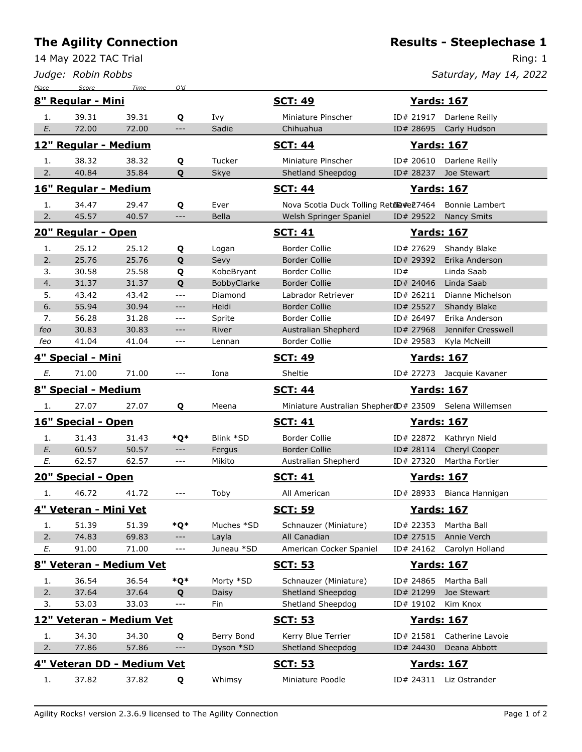# The Agility Connection

14 May 2022 TAC Trial

*Judge: Robin Robbs*

## Results - Steeplechase 1

Ring: 1

*Saturday, May 14, 2022*

| Place | Score | Time | Q'd | | | | |
|---|---|---|---|---|---|---|---|
| **8" Regular - Mini** | | | | | **SCT: 49** | **Yards: 167** | |
| 1. | 39.31 | 39.31 | **Q** | Ivy | Miniature Pinscher | ID# 21917 | Darlene Reilly |
| *E.* | 72.00 | 72.00 | --- | Sadie | Chihuahua | ID# 28695 | Carly Hudson |
| **12" Regular - Medium** | | | | | **SCT: 44** | **Yards: 167** | |
| 1. | 38.32 | 38.32 | **Q** | Tucker | Miniature Pinscher | ID# 20610 | Darlene Reilly |
| 2. | 40.84 | 35.84 | **Q** | Skye | Shetland Sheepdog | ID# 28237 | Joe Stewart |
| **16" Regular - Medium** | | | | | **SCT: 44** | **Yards: 167** | |
| 1. | 34.47 | 29.47 | **Q** | Ever | Nova Scotia Duck Tolling Retriever | ID# 27464 | Bonnie Lambert |
| 2. | 45.57 | 40.57 | --- | Bella | Welsh Springer Spaniel | ID# 29522 | Nancy Smits |
| **20" Regular - Open** | | | | | **SCT: 41** | **Yards: 167** | |
| 1. | 25.12 | 25.12 | **Q** | Logan | Border Collie | ID# 27629 | Shandy Blake |
| 2. | 25.76 | 25.76 | **Q** | Sevy | Border Collie | ID# 29392 | Erika Anderson |
| 3. | 30.58 | 25.58 | **Q** | KobeBryant | Border Collie | ID# | Linda Saab |
| 4. | 31.37 | 31.37 | **Q** | BobbyClarke | Border Collie | ID# 24046 | Linda Saab |
| 5. | 43.42 | 43.42 | --- | Diamond | Labrador Retriever | ID# 26211 | Dianne Michelson |
| 6. | 55.94 | 30.94 | --- | Heidi | Border Collie | ID# 25527 | Shandy Blake |
| 7. | 56.28 | 31.28 | --- | Sprite | Border Collie | ID# 26497 | Erika Anderson |
| *feo* | 30.83 | 30.83 | --- | River | Australian Shepherd | ID# 27968 | Jennifer Cresswell |
| *feo* | 41.04 | 41.04 | --- | Lennan | Border Collie | ID# 29583 | Kyla McNeill |
| **4" Special - Mini** | | | | | **SCT: 49** | **Yards: 167** | |
| *E.* | 71.00 | 71.00 | --- | Iona | Sheltie | ID# 27273 | Jacquie Kavaner |
| **8" Special - Medium** | | | | | **SCT: 44** | **Yards: 167** | |
| 1. | 27.07 | 27.07 | **Q** | Meena | Miniature Australian Shepherd | ID# 23509 | Selena Willemsen |
| **16" Special - Open** | | | | | **SCT: 41** | **Yards: 167** | |
| 1. | 31.43 | 31.43 | ***Q*** | Blink *SD | Border Collie | ID# 22872 | Kathryn Nield |
| *E.* | 60.57 | 50.57 | --- | Fergus | Border Collie | ID# 28114 | Cheryl Cooper |
| *E.* | 62.57 | 62.57 | --- | Mikito | Australian Shepherd | ID# 27320 | Martha Fortier |
| **20" Special - Open** | | | | | **SCT: 41** | **Yards: 167** | |
| 1. | 46.72 | 41.72 | --- | Toby | All American | ID# 28933 | Bianca Hannigan |
| **4" Veteran - Mini Vet** | | | | | **SCT: 59** | **Yards: 167** | |
| 1. | 51.39 | 51.39 | ***Q*** | Muches *SD | Schnauzer (Miniature) | ID# 22353 | Martha Ball |
| 2. | 74.83 | 69.83 | --- | Layla | All Canadian | ID# 27515 | Annie Verch |
| *E.* | 91.00 | 71.00 | --- | Juneau *SD | American Cocker Spaniel | ID# 24162 | Carolyn Holland |
| **8" Veteran - Medium Vet** | | | | | **SCT: 53** | **Yards: 167** | |
| 1. | 36.54 | 36.54 | ***Q*** | Morty *SD | Schnauzer (Miniature) | ID# 24865 | Martha Ball |
| 2. | 37.64 | 37.64 | **Q** | Daisy | Shetland Sheepdog | ID# 21299 | Joe Stewart |
| 3. | 53.03 | 33.03 | --- | Fin | Shetland Sheepdog | ID# 19102 | Kim Knox |
| **12" Veteran - Medium Vet** | | | | | **SCT: 53** | **Yards: 167** | |
| 1. | 34.30 | 34.30 | **Q** | Berry Bond | Kerry Blue Terrier | ID# 21581 | Catherine Lavoie |
| 2. | 77.86 | 57.86 | --- | Dyson *SD | Shetland Sheepdog | ID# 24430 | Deana Abbott |
| **4" Veteran DD - Medium Vet** | | | | | **SCT: 53** | **Yards: 167** | |
| 1. | 37.82 | 37.82 | **Q** | Whimsy | Miniature Poodle | ID# 24311 | Liz Ostrander |

Agility Rocks! version 2.3.6.9 licensed to The Agility Connection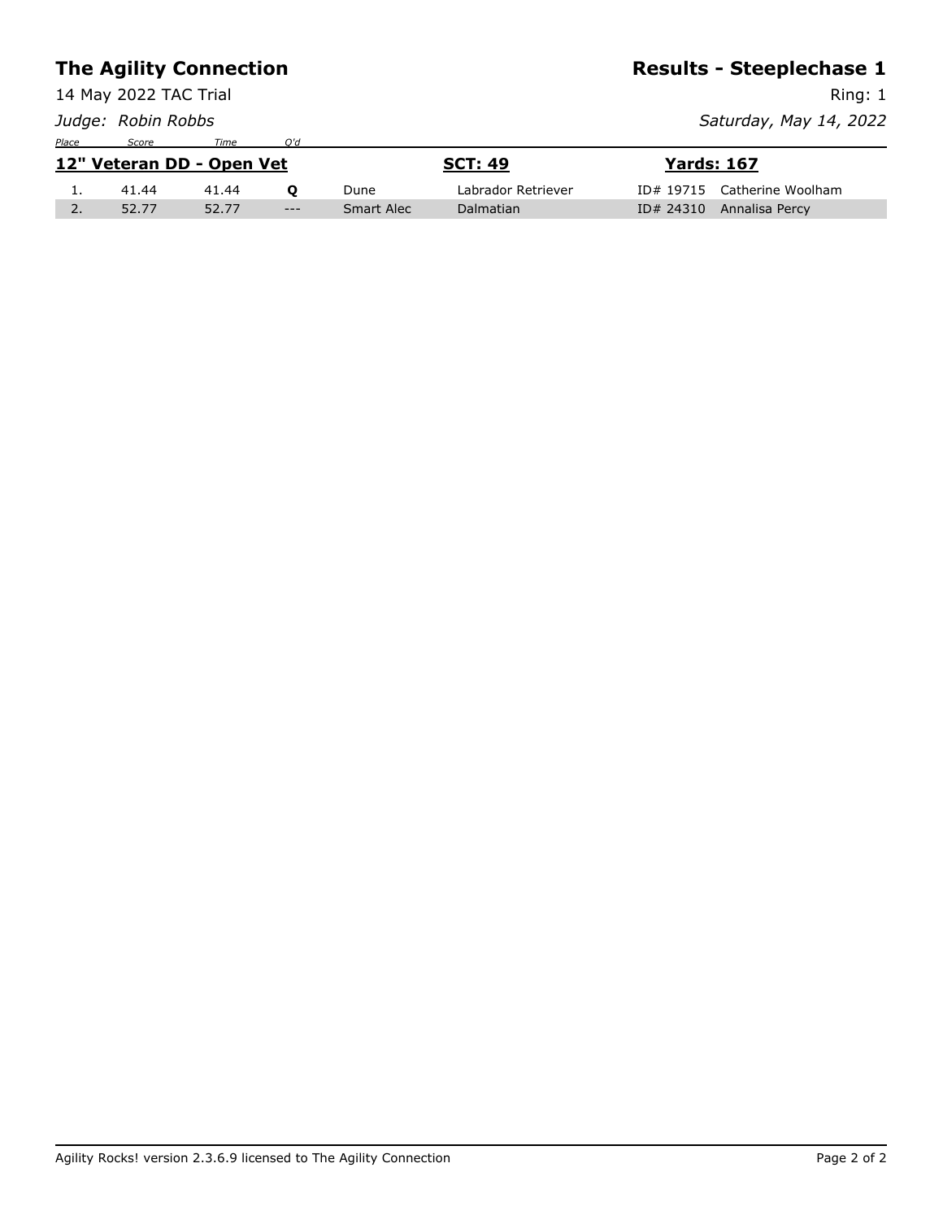# The Agility Connection

14 May 2022 TAC Trial

*Judge: Robin Robbs*

## Results - Steeplechase 1

Ring: 1

*Saturday, May 14, 2022*

### 12" Veteran DD - Open Vet

**SCT: 49** | **Yards: 167**

| Place | Score | Time | Q'd | Dog | Breed | ID | Handler |
|---|---|---|---|---|---|---|---|
| 1. | 41.44 | 41.44 | **Q** | Dune | Labrador Retriever | ID# 19715 | Catherine Woolham |
| 2. | 52.77 | 52.77 | --- | Smart Alec | Dalmatian | ID# 24310 | Annalisa Percy |

Agility Rocks! version 2.3.6.9 licensed to The Agility Connection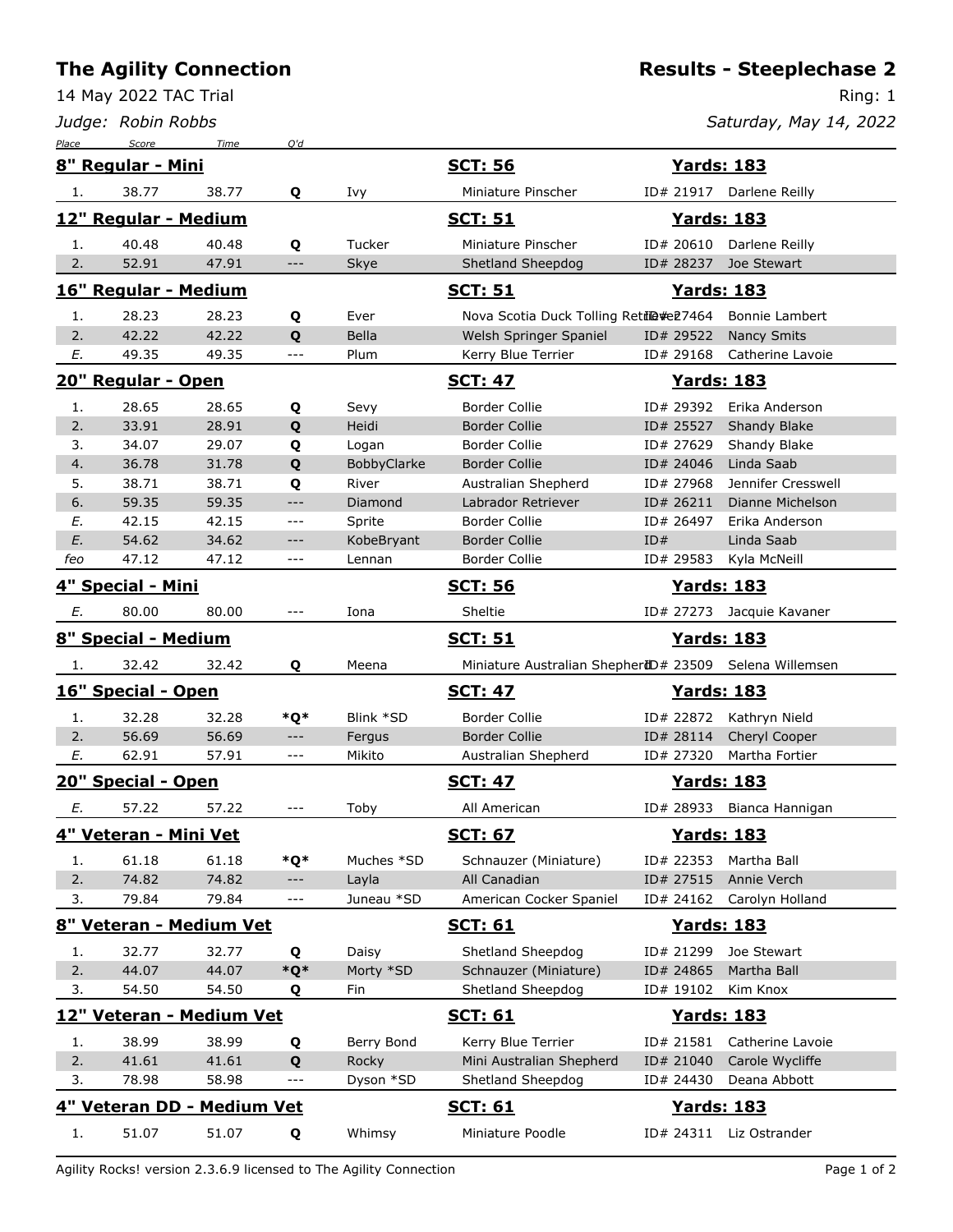# The Agility Connection

## Results - Steeplechase 2

14 May 2022 TAC Trial

Ring: 1

*Judge: Robin Robbs*

*Saturday, May 14, 2022*

| Place | Score | Time | Q'd | Dog | Breed | ID | Handler |
|---|---|---|---|---|---|---|---|
| **8" Regular - Mini** | | | | | **SCT: 56** | **Yards: 183** | |
| 1. | 38.77 | 38.77 | Q | Ivy | Miniature Pinscher | ID# 21917 | Darlene Reilly |
| **12" Regular - Medium** | | | | | **SCT: 51** | **Yards: 183** | |
| 1. | 40.48 | 40.48 | Q | Tucker | Miniature Pinscher | ID# 20610 | Darlene Reilly |
| 2. | 52.91 | 47.91 | --- | Skye | Shetland Sheepdog | ID# 28237 | Joe Stewart |
| **16" Regular - Medium** | | | | | **SCT: 51** | **Yards: 183** | |
| 1. | 28.23 | 28.23 | Q | Ever | Nova Scotia Duck Tolling Retriever | ID# 27464 | Bonnie Lambert |
| 2. | 42.22 | 42.22 | Q | Bella | Welsh Springer Spaniel | ID# 29522 | Nancy Smits |
| E. | 49.35 | 49.35 | --- | Plum | Kerry Blue Terrier | ID# 29168 | Catherine Lavoie |
| **20" Regular - Open** | | | | | **SCT: 47** | **Yards: 183** | |
| 1. | 28.65 | 28.65 | Q | Sevy | Border Collie | ID# 29392 | Erika Anderson |
| 2. | 33.91 | 28.91 | Q | Heidi | Border Collie | ID# 25527 | Shandy Blake |
| 3. | 34.07 | 29.07 | Q | Logan | Border Collie | ID# 27629 | Shandy Blake |
| 4. | 36.78 | 31.78 | Q | BobbyClarke | Border Collie | ID# 24046 | Linda Saab |
| 5. | 38.71 | 38.71 | Q | River | Australian Shepherd | ID# 27968 | Jennifer Cresswell |
| 6. | 59.35 | 59.35 | --- | Diamond | Labrador Retriever | ID# 26211 | Dianne Michelson |
| E. | 42.15 | 42.15 | --- | Sprite | Border Collie | ID# 26497 | Erika Anderson |
| E. | 54.62 | 34.62 | --- | KobeBryant | Border Collie | ID# | Linda Saab |
| feo | 47.12 | 47.12 | --- | Lennan | Border Collie | ID# 29583 | Kyla McNeill |
| **4" Special - Mini** | | | | | **SCT: 56** | **Yards: 183** | |
| E. | 80.00 | 80.00 | --- | Iona | Sheltie | ID# 27273 | Jacquie Kavaner |
| **8" Special - Medium** | | | | | **SCT: 51** | **Yards: 183** | |
| 1. | 32.42 | 32.42 | Q | Meena | Miniature Australian Shepherd | ID# 23509 | Selena Willemsen |
| **16" Special - Open** | | | | | **SCT: 47** | **Yards: 183** | |
| 1. | 32.28 | 32.28 | *Q* | Blink *SD | Border Collie | ID# 22872 | Kathryn Nield |
| 2. | 56.69 | 56.69 | --- | Fergus | Border Collie | ID# 28114 | Cheryl Cooper |
| E. | 62.91 | 57.91 | --- | Mikito | Australian Shepherd | ID# 27320 | Martha Fortier |
| **20" Special - Open** | | | | | **SCT: 47** | **Yards: 183** | |
| E. | 57.22 | 57.22 | --- | Toby | All American | ID# 28933 | Bianca Hannigan |
| **4" Veteran - Mini Vet** | | | | | **SCT: 67** | **Yards: 183** | |
| 1. | 61.18 | 61.18 | *Q* | Muches *SD | Schnauzer (Miniature) | ID# 22353 | Martha Ball |
| 2. | 74.82 | 74.82 | --- | Layla | All Canadian | ID# 27515 | Annie Verch |
| 3. | 79.84 | 79.84 | --- | Juneau *SD | American Cocker Spaniel | ID# 24162 | Carolyn Holland |
| **8" Veteran - Medium Vet** | | | | | **SCT: 61** | **Yards: 183** | |
| 1. | 32.77 | 32.77 | Q | Daisy | Shetland Sheepdog | ID# 21299 | Joe Stewart |
| 2. | 44.07 | 44.07 | *Q* | Morty *SD | Schnauzer (Miniature) | ID# 24865 | Martha Ball |
| 3. | 54.50 | 54.50 | Q | Fin | Shetland Sheepdog | ID# 19102 | Kim Knox |
| **12" Veteran - Medium Vet** | | | | | **SCT: 61** | **Yards: 183** | |
| 1. | 38.99 | 38.99 | Q | Berry Bond | Kerry Blue Terrier | ID# 21581 | Catherine Lavoie |
| 2. | 41.61 | 41.61 | Q | Rocky | Mini Australian Shepherd | ID# 21040 | Carole Wycliffe |
| 3. | 78.98 | 58.98 | --- | Dyson *SD | Shetland Sheepdog | ID# 24430 | Deana Abbott |
| **4" Veteran DD - Medium Vet** | | | | | **SCT: 61** | **Yards: 183** | |
| 1. | 51.07 | 51.07 | Q | Whimsy | Miniature Poodle | ID# 24311 | Liz Ostrander |

Agility Rocks! version 2.3.6.9 licensed to The Agility Connection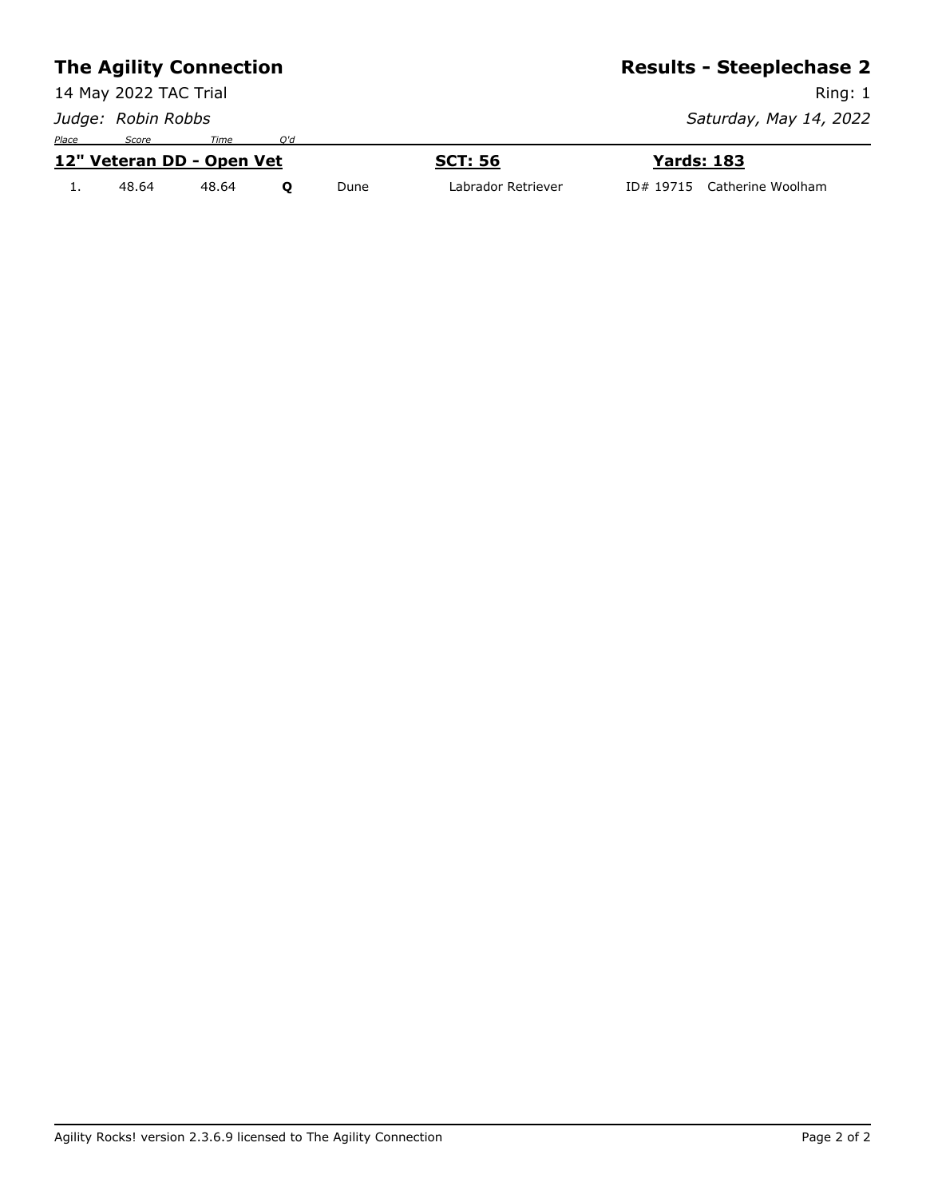# The Agility Connection

## Results - Steeplechase 2

14 May 2022 TAC Trial

Ring: 1

*Judge: Robin Robbs*

*Saturday, May 14, 2022*

### 12" Veteran DD - Open Vet

**SCT: 56** **Yards: 183**

| Place | Score | Time | Q'd | | | |
|---|---|---|---|---|---|---|
| 1. | 48.64 | 48.64 | **Q** | Dune | Labrador Retriever | ID# 19715 Catherine Woolham |

Agility Rocks! version 2.3.6.9 licensed to The Agility Connection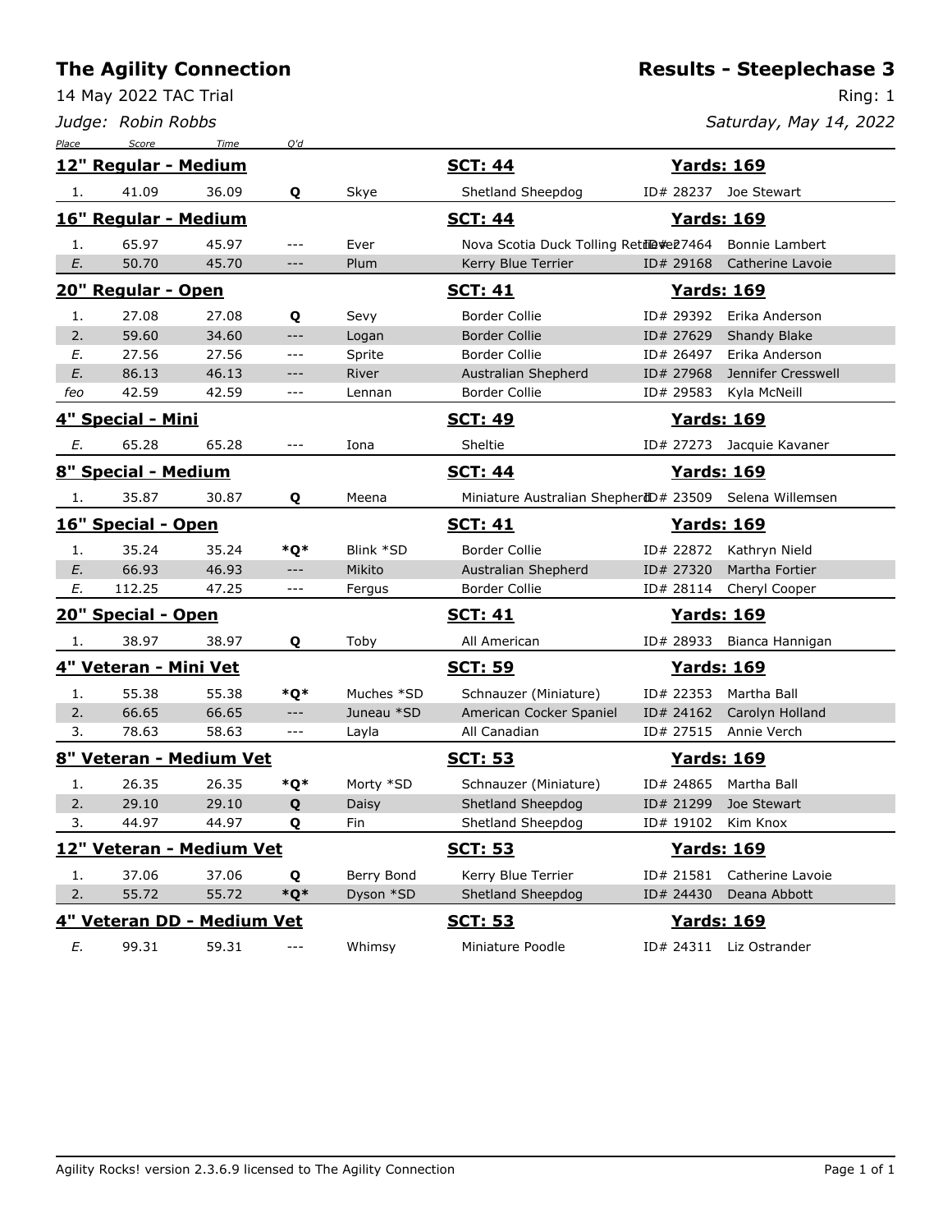# The Agility Connection

## Results - Steeplechase 3

14 May 2022 TAC Trial

Ring: 1

*Judge: Robin Robbs*

*Saturday, May 14, 2022*

| Place | Score | Time | Q'd | Dog | Breed | ID | Handler |
|---|---|---|---|---|---|---|---|
| **12" Regular - Medium** | | | | **SCT: 44** | | **Yards: 169** | |
| 1. | 41.09 | 36.09 | Q | Skye | Shetland Sheepdog | ID# 28237 | Joe Stewart |
| **16" Regular - Medium** | | | | **SCT: 44** | | **Yards: 169** | |
| 1. | 65.97 | 45.97 | --- | Ever | Nova Scotia Duck Tolling Retriever | ID# 27464 | Bonnie Lambert |
| E. | 50.70 | 45.70 | --- | Plum | Kerry Blue Terrier | ID# 29168 | Catherine Lavoie |
| **20" Regular - Open** | | | | **SCT: 41** | | **Yards: 169** | |
| 1. | 27.08 | 27.08 | Q | Sevy | Border Collie | ID# 29392 | Erika Anderson |
| 2. | 59.60 | 34.60 | --- | Logan | Border Collie | ID# 27629 | Shandy Blake |
| E. | 27.56 | 27.56 | --- | Sprite | Border Collie | ID# 26497 | Erika Anderson |
| E. | 86.13 | 46.13 | --- | River | Australian Shepherd | ID# 27968 | Jennifer Cresswell |
| feo | 42.59 | 42.59 | --- | Lennan | Border Collie | ID# 29583 | Kyla McNeill |
| **4" Special - Mini** | | | | **SCT: 49** | | **Yards: 169** | |
| E. | 65.28 | 65.28 | --- | Iona | Sheltie | ID# 27273 | Jacquie Kavaner |
| **8" Special - Medium** | | | | **SCT: 44** | | **Yards: 169** | |
| 1. | 35.87 | 30.87 | Q | Meena | Miniature Australian Shepherd | ID# 23509 | Selena Willemsen |
| **16" Special - Open** | | | | **SCT: 41** | | **Yards: 169** | |
| 1. | 35.24 | 35.24 | *Q* | Blink *SD | Border Collie | ID# 22872 | Kathryn Nield |
| E. | 66.93 | 46.93 | --- | Mikito | Australian Shepherd | ID# 27320 | Martha Fortier |
| E. | 112.25 | 47.25 | --- | Fergus | Border Collie | ID# 28114 | Cheryl Cooper |
| **20" Special - Open** | | | | **SCT: 41** | | **Yards: 169** | |
| 1. | 38.97 | 38.97 | Q | Toby | All American | ID# 28933 | Bianca Hannigan |
| **4" Veteran - Mini Vet** | | | | **SCT: 59** | | **Yards: 169** | |
| 1. | 55.38 | 55.38 | *Q* | Muches *SD | Schnauzer (Miniature) | ID# 22353 | Martha Ball |
| 2. | 66.65 | 66.65 | --- | Juneau *SD | American Cocker Spaniel | ID# 24162 | Carolyn Holland |
| 3. | 78.63 | 58.63 | --- | Layla | All Canadian | ID# 27515 | Annie Verch |
| **8" Veteran - Medium Vet** | | | | **SCT: 53** | | **Yards: 169** | |
| 1. | 26.35 | 26.35 | *Q* | Morty *SD | Schnauzer (Miniature) | ID# 24865 | Martha Ball |
| 2. | 29.10 | 29.10 | Q | Daisy | Shetland Sheepdog | ID# 21299 | Joe Stewart |
| 3. | 44.97 | 44.97 | Q | Fin | Shetland Sheepdog | ID# 19102 | Kim Knox |
| **12" Veteran - Medium Vet** | | | | **SCT: 53** | | **Yards: 169** | |
| 1. | 37.06 | 37.06 | Q | Berry Bond | Kerry Blue Terrier | ID# 21581 | Catherine Lavoie |
| 2. | 55.72 | 55.72 | *Q* | Dyson *SD | Shetland Sheepdog | ID# 24430 | Deana Abbott |
| **4" Veteran DD - Medium Vet** | | | | **SCT: 53** | | **Yards: 169** | |
| E. | 99.31 | 59.31 | --- | Whimsy | Miniature Poodle | ID# 24311 | Liz Ostrander |

Agility Rocks! version 2.3.6.9 licensed to The Agility Connection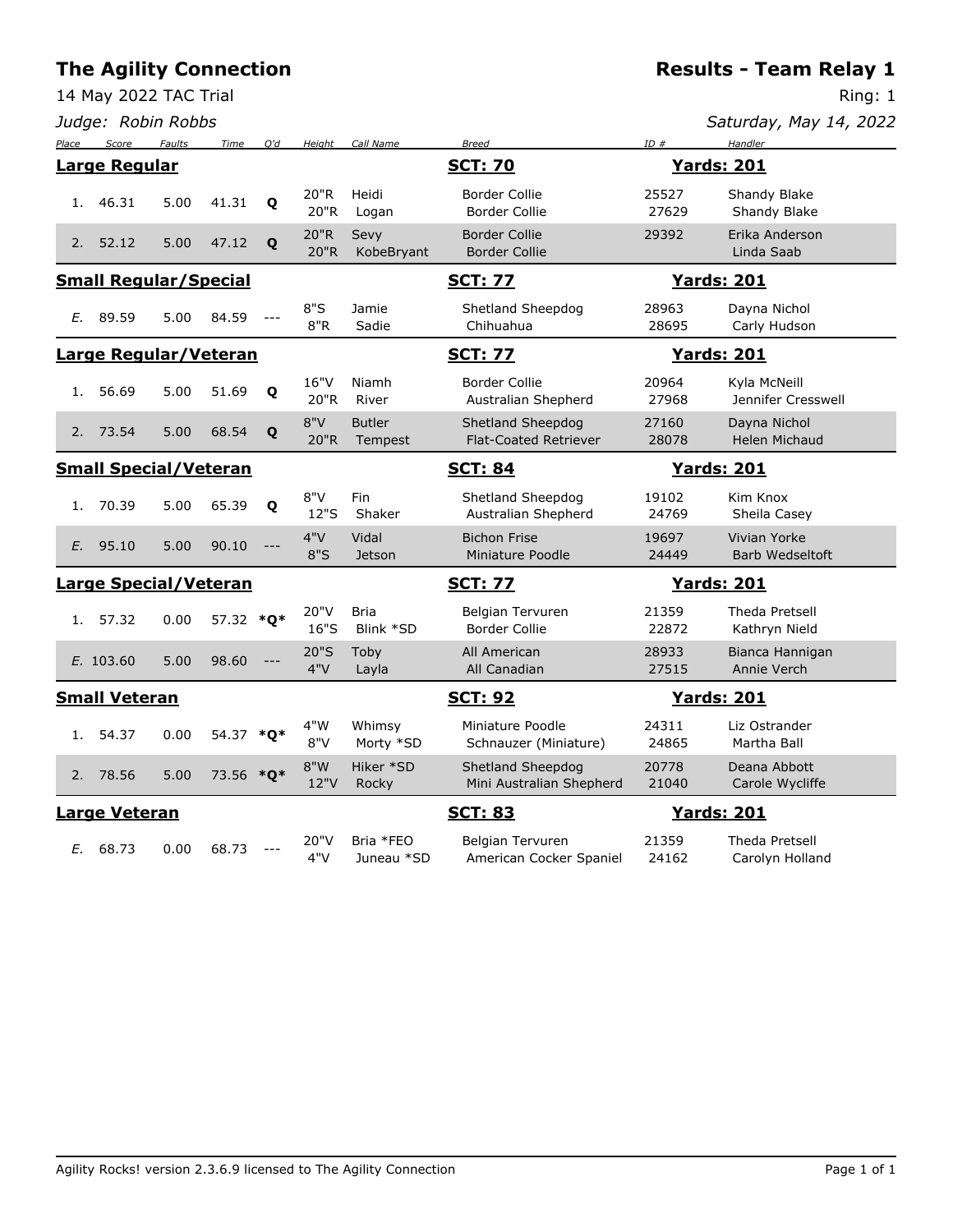# The Agility Connection

## Results - Team Relay 1

14 May 2022 TAC Trial

Ring: 1

*Judge: Robin Robbs*

*Saturday, May 14, 2022*

| Place | Score | Faults | Time | Q'd | Height | Call Name | Breed | ID # | Handler |
|---|---|---|---|---|---|---|---|---|---|
| **Large Regular** | | | | | | | **SCT: 70** | | **Yards: 201** |
| 1. | 46.31 | 5.00 | 41.31 | **Q** | 20"R<br>20"R | Heidi<br>Logan | Border Collie<br>Border Collie | 25527<br>27629 | Shandy Blake<br>Shandy Blake |
| 2. | 52.12 | 5.00 | 47.12 | **Q** | 20"R<br>20"R | Sevy<br>KobeBryant | Border Collie<br>Border Collie | 29392 | Erika Anderson<br>Linda Saab |
| **Small Regular/Special** | | | | | | | **SCT: 77** | | **Yards: 201** |
| *E.* | 89.59 | 5.00 | 84.59 | --- | 8"S<br>8"R | Jamie<br>Sadie | Shetland Sheepdog<br>Chihuahua | 28963<br>28695 | Dayna Nichol<br>Carly Hudson |
| **Large Regular/Veteran** | | | | | | | **SCT: 77** | | **Yards: 201** |
| 1. | 56.69 | 5.00 | 51.69 | **Q** | 16"V<br>20"R | Niamh<br>River | Border Collie<br>Australian Shepherd | 20964<br>27968 | Kyla McNeill<br>Jennifer Cresswell |
| 2. | 73.54 | 5.00 | 68.54 | **Q** | 8"V<br>20"R | Butler<br>Tempest | Shetland Sheepdog<br>Flat-Coated Retriever | 27160<br>28078 | Dayna Nichol<br>Helen Michaud |
| **Small Special/Veteran** | | | | | | | **SCT: 84** | | **Yards: 201** |
| 1. | 70.39 | 5.00 | 65.39 | **Q** | 8"V<br>12"S | Fin<br>Shaker | Shetland Sheepdog<br>Australian Shepherd | 19102<br>24769 | Kim Knox<br>Sheila Casey |
| *E.* | 95.10 | 5.00 | 90.10 | --- | 4"V<br>8"S | Vidal<br>Jetson | Bichon Frise<br>Miniature Poodle | 19697<br>24449 | Vivian Yorke<br>Barb Wedseltoft |
| **Large Special/Veteran** | | | | | | | **SCT: 77** | | **Yards: 201** |
| 1. | 57.32 | 0.00 | 57.32 | **\*Q\*** | 20"V<br>16"S | Bria<br>Blink *SD | Belgian Tervuren<br>Border Collie | 21359<br>22872 | Theda Pretsell<br>Kathryn Nield |
| *E.* | 103.60 | 5.00 | 98.60 | --- | 20"S<br>4"V | Toby<br>Layla | All American<br>All Canadian | 28933<br>27515 | Bianca Hannigan<br>Annie Verch |
| **Small Veteran** | | | | | | | **SCT: 92** | | **Yards: 201** |
| 1. | 54.37 | 0.00 | 54.37 | **\*Q\*** | 4"W<br>8"V | Whimsy<br>Morty *SD | Miniature Poodle<br>Schnauzer (Miniature) | 24311<br>24865 | Liz Ostrander<br>Martha Ball |
| 2. | 78.56 | 5.00 | 73.56 | **\*Q\*** | 8"W<br>12"V | Hiker *SD<br>Rocky | Shetland Sheepdog<br>Mini Australian Shepherd | 20778<br>21040 | Deana Abbott<br>Carole Wycliffe |
| **Large Veteran** | | | | | | | **SCT: 83** | | **Yards: 201** |
| *E.* | 68.73 | 0.00 | 68.73 | --- | 20"V<br>4"V | Bria *FEO<br>Juneau *SD | Belgian Tervuren<br>American Cocker Spaniel | 21359<br>24162 | Theda Pretsell<br>Carolyn Holland |

Agility Rocks! version 2.3.6.9 licensed to The Agility Connection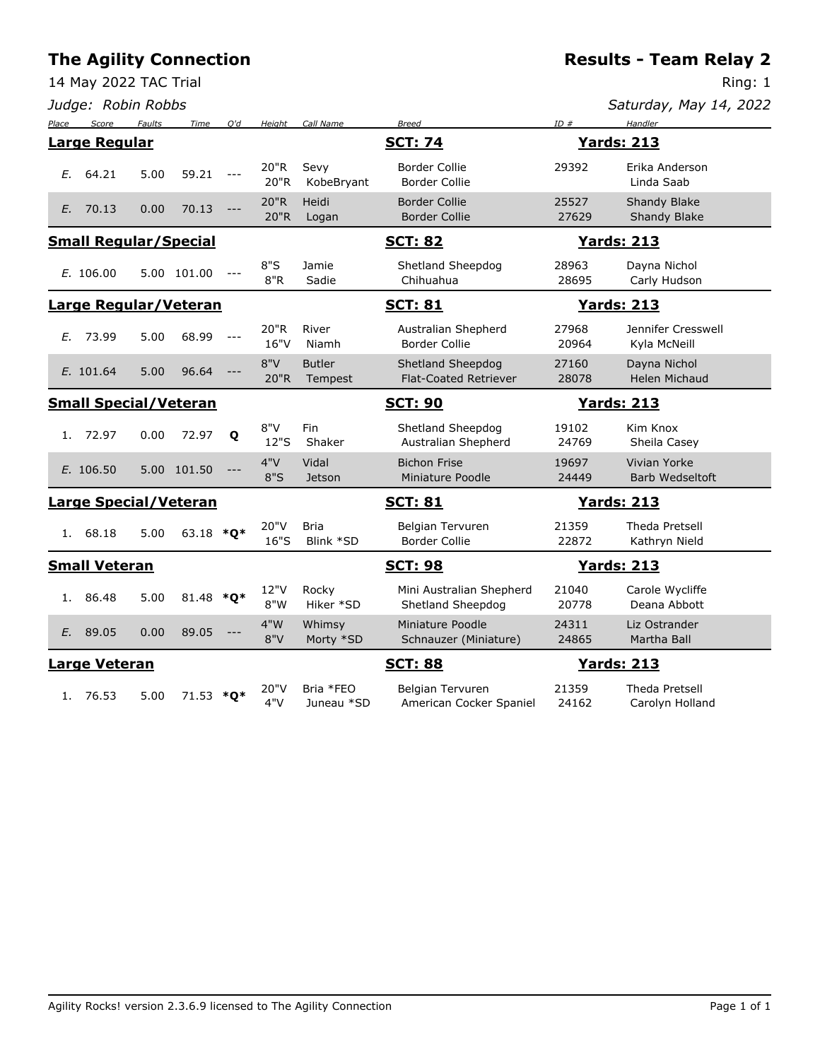# The Agility Connection

14 May 2022 TAC Trial

*Judge: Robin Robbs*

# Results - Team Relay 2

Ring: 1

*Saturday, May 14, 2022*

| Place | Score | Faults | Time | Q'd | Height | Call Name | Breed | ID # | Handler |
|---|---|---|---|---|---|---|---|---|---|
| **Large Regular** | | | | | | | **SCT: 74** | | **Yards: 213** |
| *E.* | 64.21 | 5.00 | 59.21 | --- | 20"R<br>20"R | Sevy<br>KobeBryant | Border Collie<br>Border Collie | 29392 | Erika Anderson<br>Linda Saab |
| *E.* | 70.13 | 0.00 | 70.13 | --- | 20"R<br>20"R | Heidi<br>Logan | Border Collie<br>Border Collie | 25527<br>27629 | Shandy Blake<br>Shandy Blake |
| **Small Regular/Special** | | | | | | | **SCT: 82** | | **Yards: 213** |
| *E.* | 106.00 | 5.00 | 101.00 | --- | 8"S<br>8"R | Jamie<br>Sadie | Shetland Sheepdog<br>Chihuahua | 28963<br>28695 | Dayna Nichol<br>Carly Hudson |
| **Large Regular/Veteran** | | | | | | | **SCT: 81** | | **Yards: 213** |
| *E.* | 73.99 | 5.00 | 68.99 | --- | 20"R<br>16"V | River<br>Niamh | Australian Shepherd<br>Border Collie | 27968<br>20964 | Jennifer Cresswell<br>Kyla McNeill |
| *E.* | 101.64 | 5.00 | 96.64 | --- | 8"V<br>20"R | Butler<br>Tempest | Shetland Sheepdog<br>Flat-Coated Retriever | 27160<br>28078 | Dayna Nichol<br>Helen Michaud |
| **Small Special/Veteran** | | | | | | | **SCT: 90** | | **Yards: 213** |
| 1. | 72.97 | 0.00 | 72.97 | **Q** | 8"V<br>12"S | Fin<br>Shaker | Shetland Sheepdog<br>Australian Shepherd | 19102<br>24769 | Kim Knox<br>Sheila Casey |
| *E.* | 106.50 | 5.00 | 101.50 | --- | 4"V<br>8"S | Vidal<br>Jetson | Bichon Frise<br>Miniature Poodle | 19697<br>24449 | Vivian Yorke<br>Barb Wedseltoft |
| **Large Special/Veteran** | | | | | | | **SCT: 81** | | **Yards: 213** |
| 1. | 68.18 | 5.00 | 63.18 | ***Q*** | 20"V<br>16"S | Bria<br>Blink *SD | Belgian Tervuren<br>Border Collie | 21359<br>22872 | Theda Pretsell<br>Kathryn Nield |
| **Small Veteran** | | | | | | | **SCT: 98** | | **Yards: 213** |
| 1. | 86.48 | 5.00 | 81.48 | ***Q*** | 12"V<br>8"W | Rocky<br>Hiker *SD | Mini Australian Shepherd<br>Shetland Sheepdog | 21040<br>20778 | Carole Wycliffe<br>Deana Abbott |
| *E.* | 89.05 | 0.00 | 89.05 | --- | 4"W<br>8"V | Whimsy<br>Morty *SD | Miniature Poodle<br>Schnauzer (Miniature) | 24311<br>24865 | Liz Ostrander<br>Martha Ball |
| **Large Veteran** | | | | | | | **SCT: 88** | | **Yards: 213** |
| 1. | 76.53 | 5.00 | 71.53 | ***Q*** | 20"V<br>4"V | Bria *FEO<br>Juneau *SD | Belgian Tervuren<br>American Cocker Spaniel | 21359<br>24162 | Theda Pretsell<br>Carolyn Holland |

Agility Rocks! version 2.3.6.9 licensed to The Agility Connection